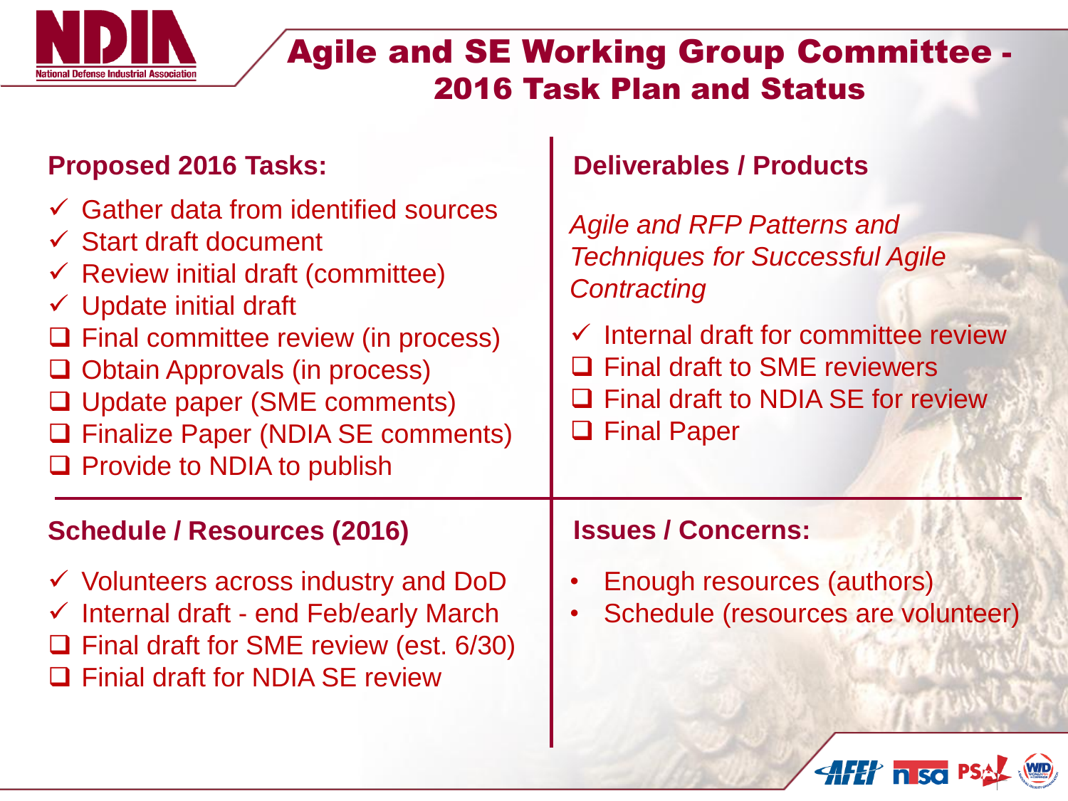# Agile and SE Working Group Committee - 2016 Task Plan and Status

## Proposed 2016 Tasks:

- ✓ Gather data from identified sources
- ✓ Start draft document
- ✓ Review initial draft (committee)
- ✓ Update initial draft
- ❑ Final committee review (in process)
- ❑ Obtain Approvals (in process)
- ❑ Update paper (SME comments)
- ❑ Finalize Paper (NDIA SE comments)
- ❑ Provide to NDIA to publish

## Deliverables / Products

*Agile and RFP Patterns and Techniques for Successful Agile Contracting*

- ✓ Internal draft for committee review
- ❑ Final draft to SME reviewers
- ❑ Final draft to NDIA SE for review
- ❑ Final Paper

## Schedule / Resources (2016)

- ✓ Volunteers across industry and DoD
- ✓ Internal draft - end Feb/early March
- ❑ Final draft for SME review (est. 6/30)
- ❑ Finial draft for NDIA SE review

## Issues / Concerns:

- Enough resources (authors)
- Schedule (resources are volunteer)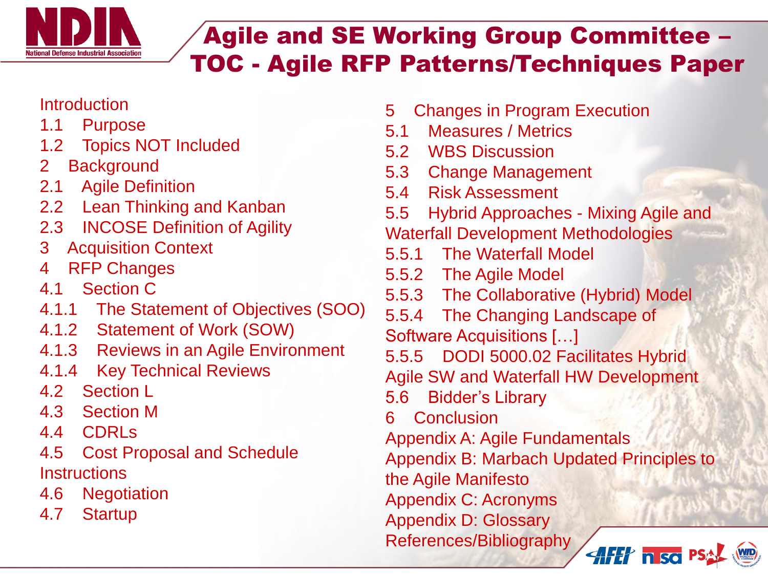# Agile and SE Working Group Committee – TOC - Agile RFP Patterns/Techniques Paper

Introduction
1.1 Purpose
1.2 Topics NOT Included
2 Background
2.1 Agile Definition
2.2 Lean Thinking and Kanban
2.3 INCOSE Definition of Agility
3 Acquisition Context
4 RFP Changes
4.1 Section C
4.1.1 The Statement of Objectives (SOO)
4.1.2 Statement of Work (SOW)
4.1.3 Reviews in an Agile Environment
4.1.4 Key Technical Reviews
4.2 Section L
4.3 Section M
4.4 CDRLs
4.5 Cost Proposal and Schedule Instructions
4.6 Negotiation
4.7 Startup
5 Changes in Program Execution
5.1 Measures / Metrics
5.2 WBS Discussion
5.3 Change Management
5.4 Risk Assessment
5.5 Hybrid Approaches - Mixing Agile and Waterfall Development Methodologies
5.5.1 The Waterfall Model
5.5.2 The Agile Model
5.5.3 The Collaborative (Hybrid) Model
5.5.4 The Changing Landscape of Software Acquisitions […]
5.5.5 DODI 5000.02 Facilitates Hybrid Agile SW and Waterfall HW Development
5.6 Bidder's Library
6 Conclusion
Appendix A: Agile Fundamentals
Appendix B: Marbach Updated Principles to the Agile Manifesto
Appendix C: Acronyms
Appendix D: Glossary
References/Bibliography